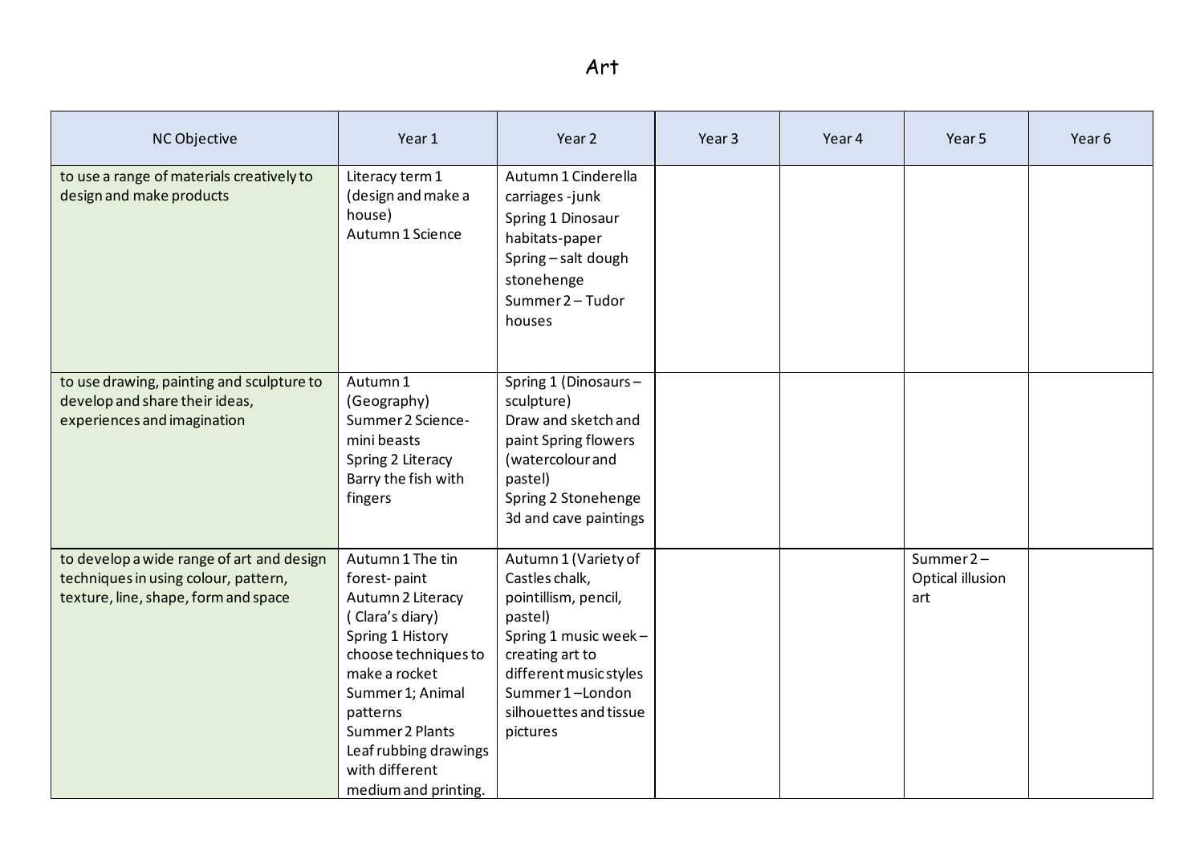# Art

| NC Objective | Year 1 | Year 2 | Year 3 | Year 4 | Year 5 | Year 6 |
|---|---|---|---|---|---|---|
| to use a range of materials creatively to design and make products | Literacy term 1 (design and make a house)<br>Autumn 1 Science | Autumn 1 Cinderella carriages -junk<br>Spring 1 Dinosaur habitats-paper<br>Spring – salt dough stonehenge<br>Summer 2 – Tudor houses | | | | |
| to use drawing, painting and sculpture to develop and share their ideas, experiences and imagination | Autumn 1 (Geography)<br>Summer 2 Science- mini beasts<br>Spring 2 Literacy Barry the fish with fingers | Spring 1 (Dinosaurs – sculpture)<br>Draw and sketch and paint Spring flowers (watercolour and pastel)<br>Spring 2 Stonehenge 3d and cave paintings | | | | |
| to develop a wide range of art and design techniques in using colour, pattern, texture, line, shape, form and space | Autumn 1 The tin forest- paint<br>Autumn 2 Literacy ( Clara's diary)<br>Spring 1 History choose techniques to make a rocket<br>Summer 1; Animal patterns<br>Summer 2 Plants Leaf rubbing drawings with different medium and printing. | Autumn 1 (Variety of Castles chalk, pointillism, pencil, pastel)<br>Spring 1 music week – creating art to different music styles<br>Summer 1 –London silhouettes and tissue pictures | | | Summer 2 – Optical illusion art | |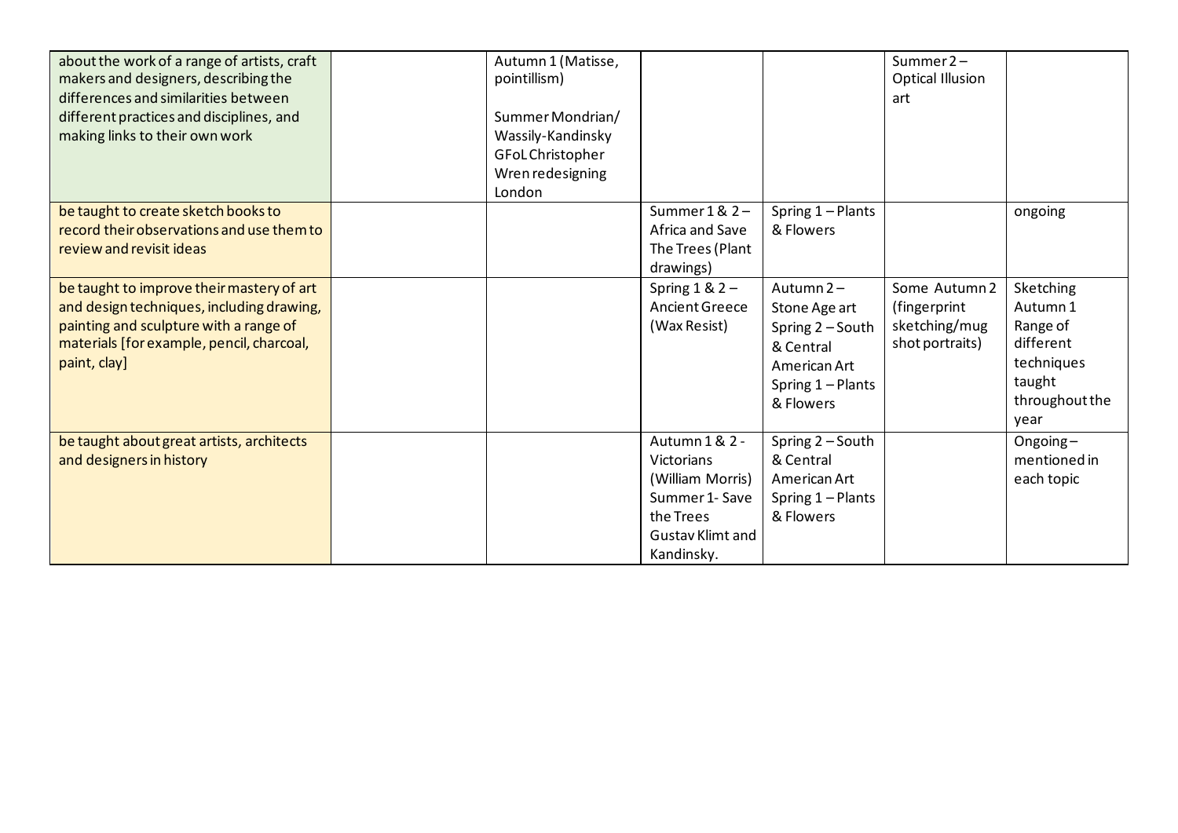| | | | | | | |
|---|---|---|---|---|---|---|
| about the work of a range of artists, craft makers and designers, describing the differences and similarities between different practices and disciplines, and making links to their own work | | Autumn 1 (Matisse, pointillism)<br><br>Summer Mondrian/ Wassily-Kandinsky GFoL Christopher Wren redesigning London | | | Summer 2 – Optical Illusion art | |
| be taught to create sketch books to record their observations and use them to review and revisit ideas | | | Summer 1 & 2 – Africa and Save The Trees (Plant drawings) | Spring 1 – Plants & Flowers | | ongoing |
| be taught to improve their mastery of art and design techniques, including drawing, painting and sculpture with a range of materials [for example, pencil, charcoal, paint, clay] | | | Spring 1 & 2 – Ancient Greece (Wax Resist) | Autumn 2 – Stone Age art<br>Spring 2 – South & Central American Art<br>Spring 1 – Plants & Flowers | Some Autumn 2 (fingerprint sketching/mug shot portraits) | Sketching Autumn 1<br>Range of different techniques taught throughout the year |
| be taught about great artists, architects and designers in history | | | Autumn 1 & 2 - Victorians (William Morris)<br>Summer 1- Save the Trees Gustav Klimt and Kandinsky. | Spring 2 – South & Central American Art<br>Spring 1 – Plants & Flowers | | Ongoing – mentioned in each topic |